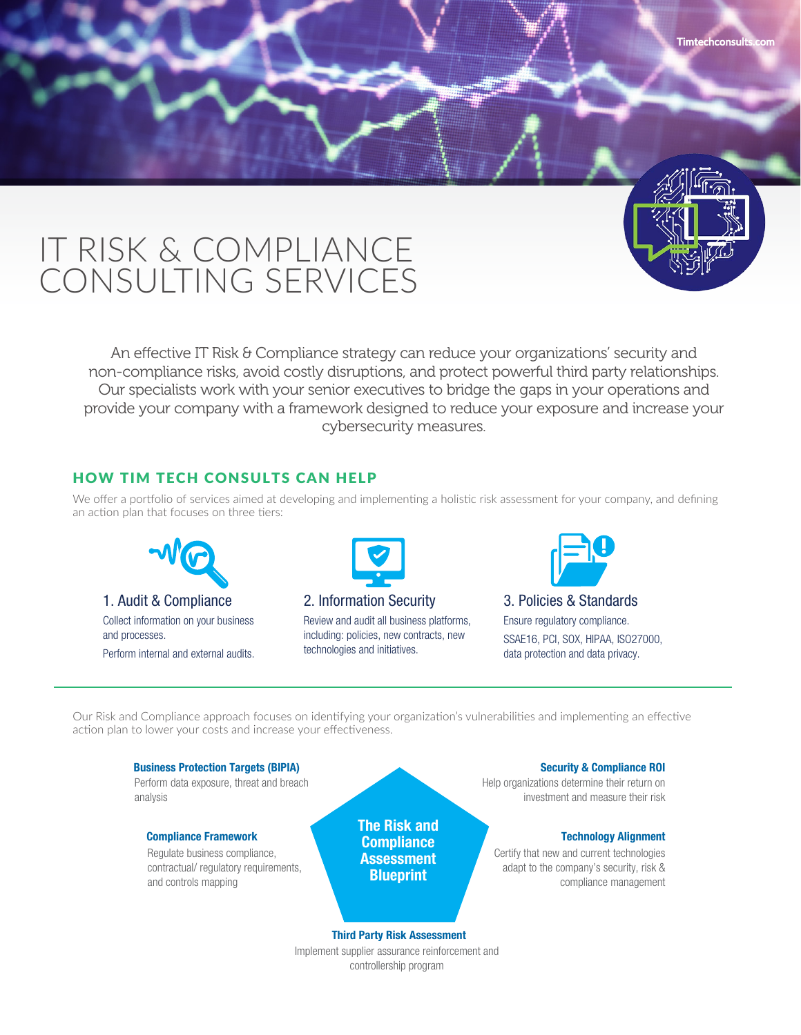Timtechconsults.com

# IT RISK & COMPLIANCE CONSULTING SERVICES

An effective IT Risk & Compliance strategy can reduce your organizations' security and non-compliance risks, avoid costly disruptions, and protect powerful third party relationships. Our specialists work with your senior executives to bridge the gaps in your operations and provide your company with a framework designed to reduce your exposure and increase your cybersecurity measures.

## HOW TIM TECH CONSULTS CAN HELP

We offer a portfolio of services aimed at developing and implementing a holistic risk assessment for your company, and defining an action plan that focuses on three tiers:

### 1. Audit & Compliance

Collect information on your business and processes.

Perform internal and external audits.

### 2. Information Security

Review and audit all business platforms, including: policies, new contracts, new technologies and initiatives.

### 3. Policies & Standards

Ensure regulatory compliance.

SSAE16, PCI, SOX, HIPAA, ISO27000, data protection and data privacy.

---

Our Risk and Compliance approach focuses on identifying your organization's vulnerabilities and implementing an effective action plan to lower your costs and increase your effectiveness.

**The Risk and Compliance Assessment Blueprint**

**Business Protection Targets (BIPIA)**
Perform data exposure, threat and breach analysis

**Compliance Framework**
Regulate business compliance, contractual/ regulatory requirements, and controls mapping

**Security & Compliance ROI**
Help organizations determine their return on investment and measure their risk

**Technology Alignment**
Certify that new and current technologies adapt to the company's security, risk & compliance management

**Third Party Risk Assessment**
Implement supplier assurance reinforcement and controllership program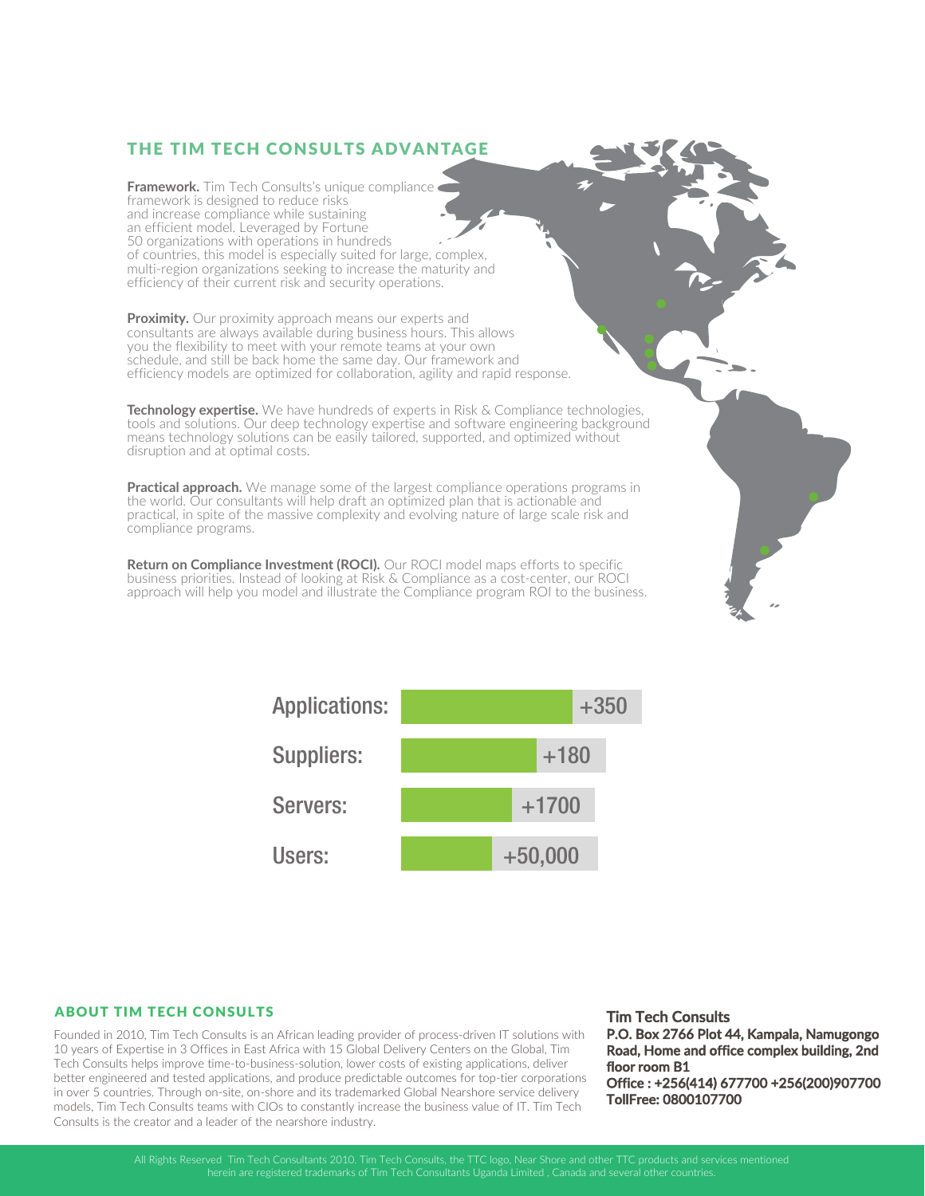## THE TIM TECH CONSULTS ADVANTAGE

**Framework.** Tim Tech Consults's unique compliance framework is designed to reduce risks and increase compliance while sustaining an efficient model. Leveraged by Fortune 50 organizations with operations in hundreds of countries, this model is especially suited for large, complex, multi-region organizations seeking to increase the maturity and efficiency of their current risk and security operations.

**Proximity.** Our proximity approach means our experts and consultants are always available during business hours. This allows you the flexibility to meet with your remote teams at your own schedule, and still be back home the same day. Our framework and efficiency models are optimized for collaboration, agility and rapid response.

**Technology expertise.** We have hundreds of experts in Risk & Compliance technologies, tools and solutions. Our deep technology expertise and software engineering background means technology solutions can be easily tailored, supported, and optimized without disruption and at optimal costs.

**Practical approach.** We manage some of the largest compliance operations programs in the world. Our consultants will help draft an optimized plan that is actionable and practical, in spite of the massive complexity and evolving nature of large scale risk and compliance programs.

**Return on Compliance Investment (ROCI).** Our ROCI model maps efforts to specific business priorities. Instead of looking at Risk & Compliance as a cost-center, our ROCI approach will help you model and illustrate the Compliance program ROI to the business.

Applications: +350

Suppliers: +180

Servers: +1700

Users: +50,000

## ABOUT TIM TECH CONSULTS

Founded in 2010, Tim Tech Consults is an African leading provider of process-driven IT solutions with 10 years of Expertise in 3 Offices in East Africa with 15 Global Delivery Centers on the Global, Tim Tech Consults helps improve time-to-business-solution, lower costs of existing applications, deliver better engineered and tested applications, and produce predictable outcomes for top-tier corporations in over 5 countries. Through on-site, on-shore and its trademarked Global Nearshore service delivery models, Tim Tech Consults teams with CIOs to constantly increase the business value of IT. Tim Tech Consults is the creator and a leader of the nearshore industry.

**Tim Tech Consults**
**P.O. Box 2766 Plot 44, Kampala, Namugongo Road, Home and office complex building, 2nd floor room B1**
**Office : +256(414) 677700 +256(200)907700**
**TollFree: 0800107700**

All Rights Reserved Tim Tech Consultants 2010. Tim Tech Consults, the TTC logo, Near Shore and other TTC products and services mentioned herein are registered trademarks of Tim Tech Consultants Uganda Limited , Canada and several other countries.